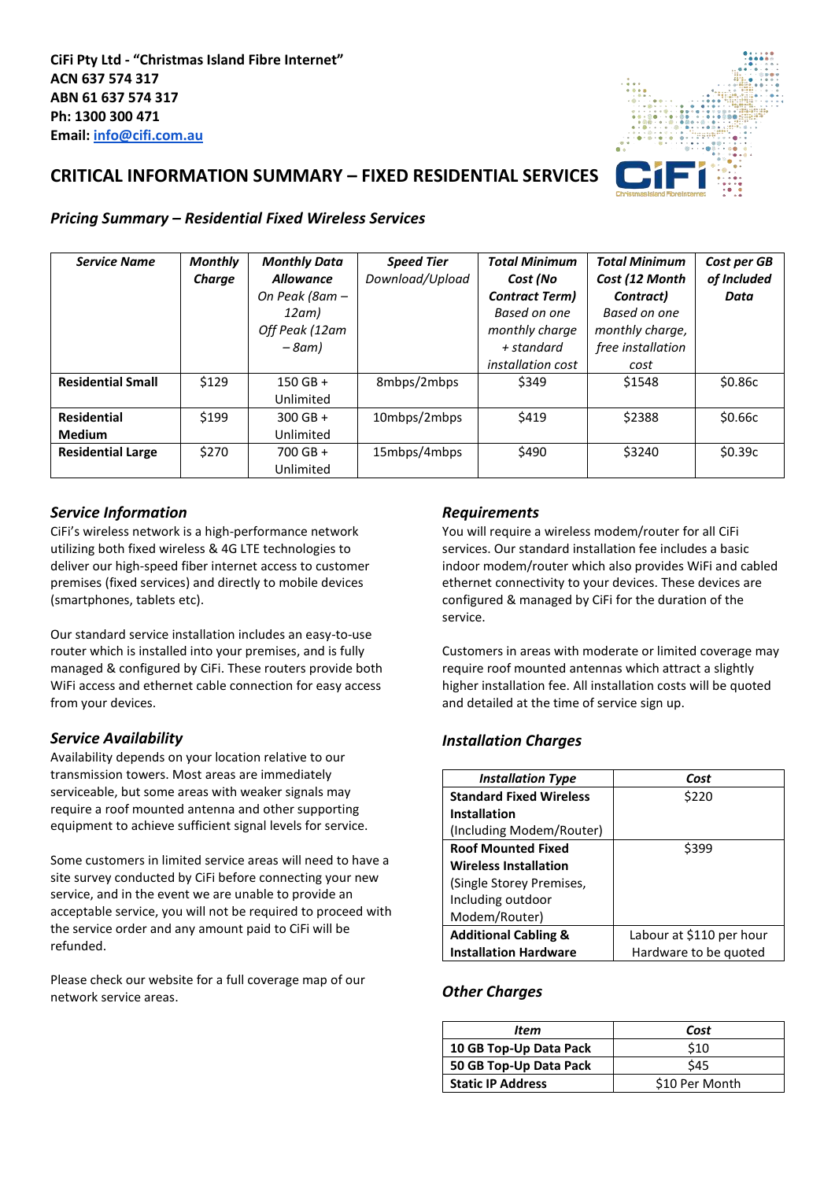**CiFi Pty Ltd - "Christmas Island Fibre Internet"**
**ACN 637 574 317**
**ABN 61 637 574 317**
**Ph: 1300 300 471**
**Email: [info@cifi.com.au](mailto:info@cifi.com.au)**

# CRITICAL INFORMATION SUMMARY – FIXED RESIDENTIAL SERVICES

## *Pricing Summary – Residential Fixed Wireless Services*

| ***Service Name*** | ***Monthly Charge*** | ***Monthly Data Allowance*** *On Peak (8am – 12am) Off Peak (12am – 8am)* | ***Speed Tier*** *Download/Upload* | ***Total Minimum Cost (No Contract Term)*** *Based on one monthly charge + standard installation cost* | ***Total Minimum Cost (12 Month Contract)*** *Based on one monthly charge, free installation cost* | ***Cost per GB of Included Data*** |
|---|---|---|---|---|---|---|
| **Residential Small** | $129 | 150 GB + Unlimited | 8mbps/2mbps | $349 | $1548 | $0.86c |
| **Residential Medium** | $199 | 300 GB + Unlimited | 10mbps/2mbps | $419 | $2388 | $0.66c |
| **Residential Large** | $270 | 700 GB + Unlimited | 15mbps/4mbps | $490 | $3240 | $0.39c |

### *Service Information*

CiFi's wireless network is a high-performance network utilizing both fixed wireless & 4G LTE technologies to deliver our high-speed fiber internet access to customer premises (fixed services) and directly to mobile devices (smartphones, tablets etc).

Our standard service installation includes an easy-to-use router which is installed into your premises, and is fully managed & configured by CiFi. These routers provide both WiFi access and ethernet cable connection for easy access from your devices.

### *Service Availability*

Availability depends on your location relative to our transmission towers. Most areas are immediately serviceable, but some areas with weaker signals may require a roof mounted antenna and other supporting equipment to achieve sufficient signal levels for service.

Some customers in limited service areas will need to have a site survey conducted by CiFi before connecting your new service, and in the event we are unable to provide an acceptable service, you will not be required to proceed with the service order and any amount paid to CiFi will be refunded.

Please check our website for a full coverage map of our network service areas.

### *Requirements*

You will require a wireless modem/router for all CiFi services. Our standard installation fee includes a basic indoor modem/router which also provides WiFi and cabled ethernet connectivity to your devices. These devices are configured & managed by CiFi for the duration of the service.

Customers in areas with moderate or limited coverage may require roof mounted antennas which attract a slightly higher installation fee. All installation costs will be quoted and detailed at the time of service sign up.

### *Installation Charges*

| ***Installation Type*** | ***Cost*** |
|---|---|
| **Standard Fixed Wireless Installation** (Including Modem/Router) | $220 |
| **Roof Mounted Fixed Wireless Installation** (Single Storey Premises, Including outdoor Modem/Router) | $399 |
| **Additional Cabling & Installation Hardware** | Labour at $110 per hour Hardware to be quoted |

### *Other Charges*

| ***Item*** | ***Cost*** |
|---|---|
| **10 GB Top-Up Data Pack** | $10 |
| **50 GB Top-Up Data Pack** | $45 |
| **Static IP Address** | $10 Per Month |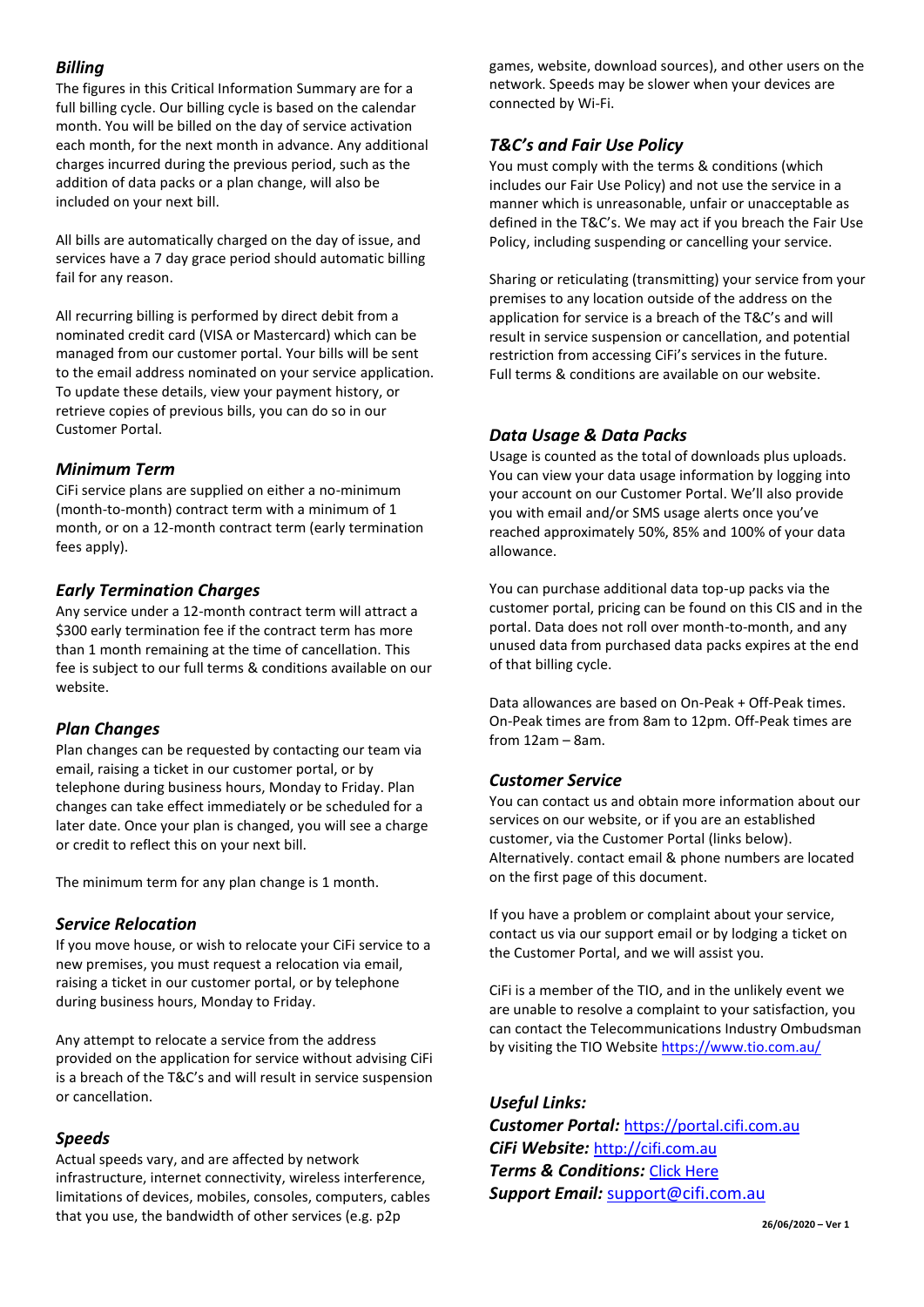### *Billing*

The figures in this Critical Information Summary are for a full billing cycle. Our billing cycle is based on the calendar month. You will be billed on the day of service activation each month, for the next month in advance. Any additional charges incurred during the previous period, such as the addition of data packs or a plan change, will also be included on your next bill.

All bills are automatically charged on the day of issue, and services have a 7 day grace period should automatic billing fail for any reason.

All recurring billing is performed by direct debit from a nominated credit card (VISA or Mastercard) which can be managed from our customer portal. Your bills will be sent to the email address nominated on your service application. To update these details, view your payment history, or retrieve copies of previous bills, you can do so in our Customer Portal.

### *Minimum Term*

CiFi service plans are supplied on either a no-minimum (month-to-month) contract term with a minimum of 1 month, or on a 12-month contract term (early termination fees apply).

### *Early Termination Charges*

Any service under a 12-month contract term will attract a $300 early termination fee if the contract term has more than 1 month remaining at the time of cancellation. This fee is subject to our full terms & conditions available on our website.

### *Plan Changes*

Plan changes can be requested by contacting our team via email, raising a ticket in our customer portal, or by telephone during business hours, Monday to Friday. Plan changes can take effect immediately or be scheduled for a later date. Once your plan is changed, you will see a charge or credit to reflect this on your next bill.

The minimum term for any plan change is 1 month.

### *Service Relocation*

If you move house, or wish to relocate your CiFi service to a new premises, you must request a relocation via email, raising a ticket in our customer portal, or by telephone during business hours, Monday to Friday.

Any attempt to relocate a service from the address provided on the application for service without advising CiFi is a breach of the T&C's and will result in service suspension or cancellation.

### *Speeds*

Actual speeds vary, and are affected by network infrastructure, internet connectivity, wireless interference, limitations of devices, mobiles, consoles, computers, cables that you use, the bandwidth of other services (e.g. p2p games, website, download sources), and other users on the network. Speeds may be slower when your devices are connected by Wi-Fi.

### *T&C's and Fair Use Policy*

You must comply with the terms & conditions (which includes our Fair Use Policy) and not use the service in a manner which is unreasonable, unfair or unacceptable as defined in the T&C's. We may act if you breach the Fair Use Policy, including suspending or cancelling your service.

Sharing or reticulating (transmitting) your service from your premises to any location outside of the address on the application for service is a breach of the T&C's and will result in service suspension or cancellation, and potential restriction from accessing CiFi's services in the future. Full terms & conditions are available on our website.

### *Data Usage & Data Packs*

Usage is counted as the total of downloads plus uploads. You can view your data usage information by logging into your account on our Customer Portal. We'll also provide you with email and/or SMS usage alerts once you've reached approximately 50%, 85% and 100% of your data allowance.

You can purchase additional data top-up packs via the customer portal, pricing can be found on this CIS and in the portal. Data does not roll over month-to-month, and any unused data from purchased data packs expires at the end of that billing cycle.

Data allowances are based on On-Peak + Off-Peak times. On-Peak times are from 8am to 12pm. Off-Peak times are from 12am – 8am.

### *Customer Service*

You can contact us and obtain more information about our services on our website, or if you are an established customer, via the Customer Portal (links below). Alternatively. contact email & phone numbers are located on the first page of this document.

If you have a problem or complaint about your service, contact us via our support email or by lodging a ticket on the Customer Portal, and we will assist you.

CiFi is a member of the TIO, and in the unlikely event we are unable to resolve a complaint to your satisfaction, you can contact the Telecommunications Industry Ombudsman by visiting the TIO Website https://www.tio.com.au/

### *Useful Links:*

***Customer Portal:*** https://portal.cifi.com.au
***CiFi Website:*** http://cifi.com.au
***Terms & Conditions:*** Click Here
***Support Email:*** support@cifi.com.au

**26/06/2020 – Ver 1**